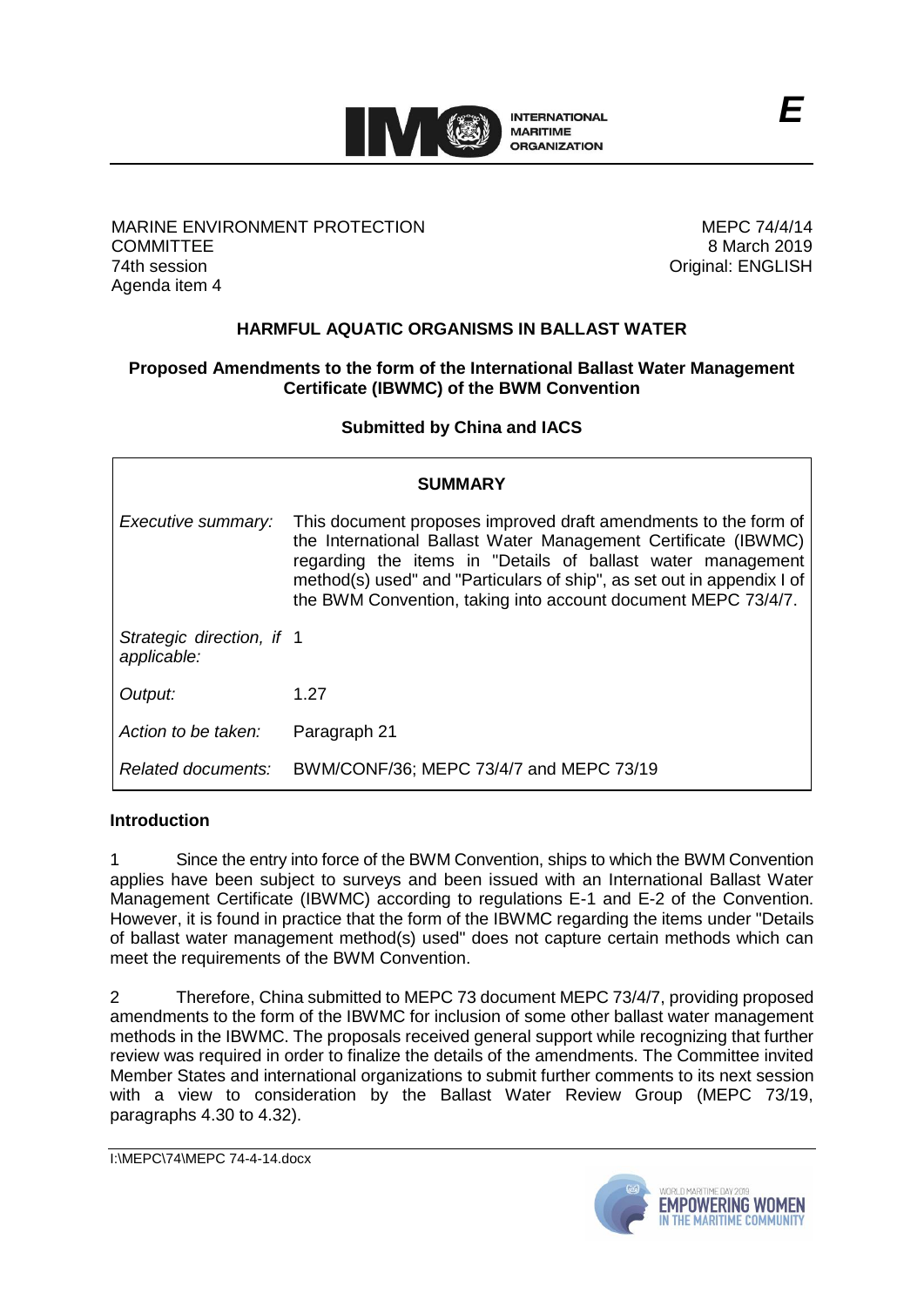MARINE ENVIRONMENT PROTECTION COMMITTEE
74th session
Agenda item 4

MEPC 74/4/14
8 March 2019
Original: ENGLISH

## HARMFUL AQUATIC ORGANISMS IN BALLAST WATER

### Proposed Amendments to the form of the International Ballast Water Management Certificate (IBWMC) of the BWM Convention

**Submitted by China and IACS**

| **SUMMARY** | |
|---|---|
| *Executive summary:* | This document proposes improved draft amendments to the form of the International Ballast Water Management Certificate (IBWMC) regarding the items in "Details of ballast water management method(s) used" and "Particulars of ship", as set out in appendix I of the BWM Convention, taking into account document MEPC 73/4/7. |
| *Strategic direction, if applicable:* | 1 |
| *Output:* | 1.27 |
| *Action to be taken:* | Paragraph 21 |
| *Related documents:* | BWM/CONF/36; MEPC 73/4/7 and MEPC 73/19 |

**Introduction**

1 Since the entry into force of the BWM Convention, ships to which the BWM Convention applies have been subject to surveys and been issued with an International Ballast Water Management Certificate (IBWMC) according to regulations E-1 and E-2 of the Convention. However, it is found in practice that the form of the IBWMC regarding the items under "Details of ballast water management method(s) used" does not capture certain methods which can meet the requirements of the BWM Convention.

2 Therefore, China submitted to MEPC 73 document MEPC 73/4/7, providing proposed amendments to the form of the IBWMC for inclusion of some other ballast water management methods in the IBWMC. The proposals received general support while recognizing that further review was required in order to finalize the details of the amendments. The Committee invited Member States and international organizations to submit further comments to its next session with a view to consideration by the Ballast Water Review Group (MEPC 73/19, paragraphs 4.30 to 4.32).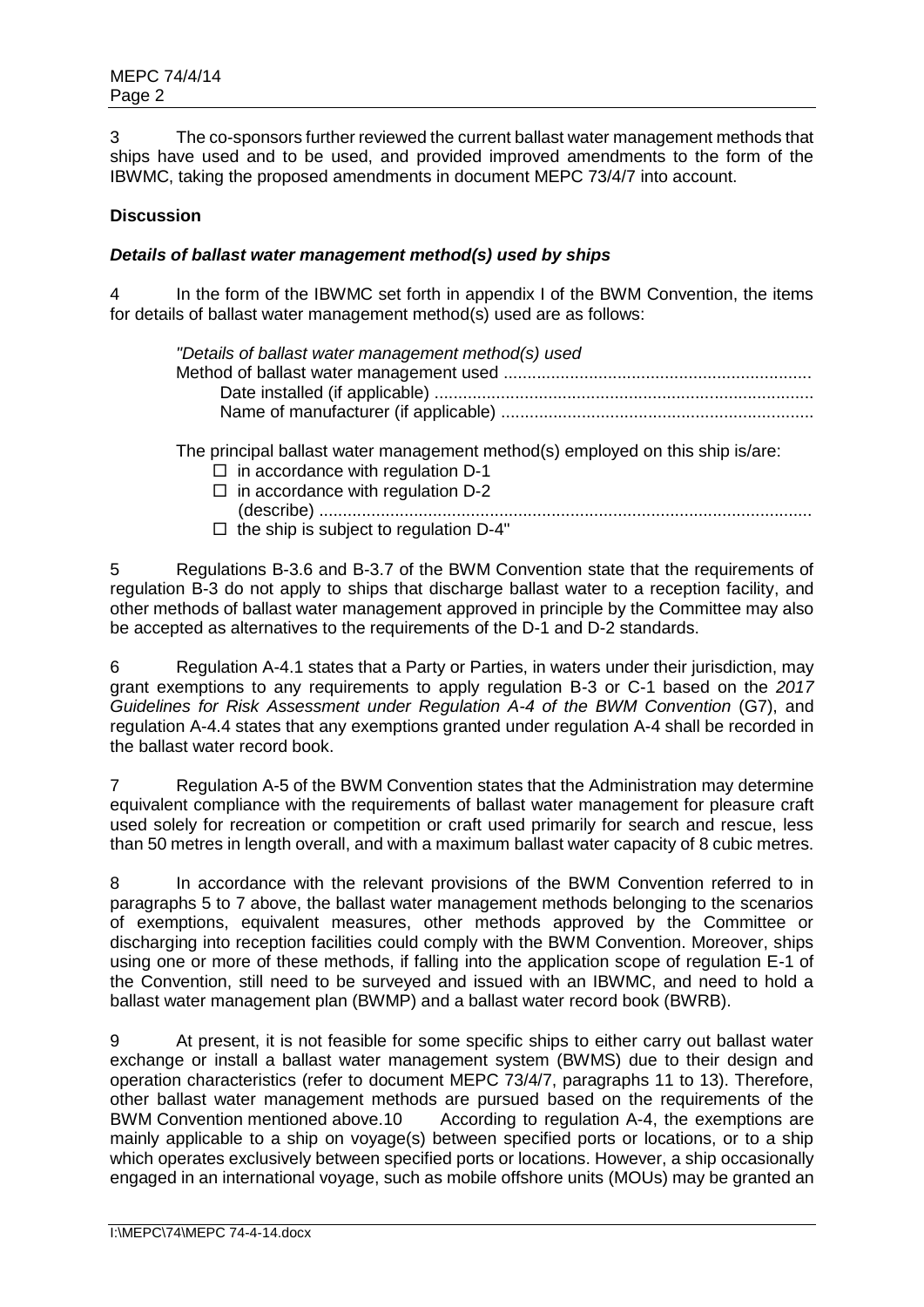3 The co-sponsors further reviewed the current ballast water management methods that ships have used and to be used, and provided improved amendments to the form of the IBWMC, taking the proposed amendments in document MEPC 73/4/7 into account.

**Discussion**

***Details of ballast water management method(s) used by ships***

4 In the form of the IBWMC set forth in appendix I of the BWM Convention, the items for details of ballast water management method(s) used are as follows:

> *"Details of ballast water management method(s) used*
> Method of ballast water management used ................................................................
> Date installed (if applicable) ...............................................................................
> Name of manufacturer (if applicable) .................................................................
>
> The principal ballast water management method(s) employed on this ship is/are:
> ☐ in accordance with regulation D-1
> ☐ in accordance with regulation D-2
> (describe) .......................................................................................................
> ☐ the ship is subject to regulation D-4"

5 Regulations B-3.6 and B-3.7 of the BWM Convention state that the requirements of regulation B-3 do not apply to ships that discharge ballast water to a reception facility, and other methods of ballast water management approved in principle by the Committee may also be accepted as alternatives to the requirements of the D-1 and D-2 standards.

6 Regulation A-4.1 states that a Party or Parties, in waters under their jurisdiction, may grant exemptions to any requirements to apply regulation B-3 or C-1 based on the *2017 Guidelines for Risk Assessment under Regulation A-4 of the BWM Convention* (G7), and regulation A-4.4 states that any exemptions granted under regulation A-4 shall be recorded in the ballast water record book.

7 Regulation A-5 of the BWM Convention states that the Administration may determine equivalent compliance with the requirements of ballast water management for pleasure craft used solely for recreation or competition or craft used primarily for search and rescue, less than 50 metres in length overall, and with a maximum ballast water capacity of 8 cubic metres.

8 In accordance with the relevant provisions of the BWM Convention referred to in paragraphs 5 to 7 above, the ballast water management methods belonging to the scenarios of exemptions, equivalent measures, other methods approved by the Committee or discharging into reception facilities could comply with the BWM Convention. Moreover, ships using one or more of these methods, if falling into the application scope of regulation E-1 of the Convention, still need to be surveyed and issued with an IBWMC, and need to hold a ballast water management plan (BWMP) and a ballast water record book (BWRB).

9 At present, it is not feasible for some specific ships to either carry out ballast water exchange or install a ballast water management system (BWMS) due to their design and operation characteristics (refer to document MEPC 73/4/7, paragraphs 11 to 13). Therefore, other ballast water management methods are pursued based on the requirements of the BWM Convention mentioned above.

10 According to regulation A-4, the exemptions are mainly applicable to a ship on voyage(s) between specified ports or locations, or to a ship which operates exclusively between specified ports or locations. However, a ship occasionally engaged in an international voyage, such as mobile offshore units (MOUs) may be granted an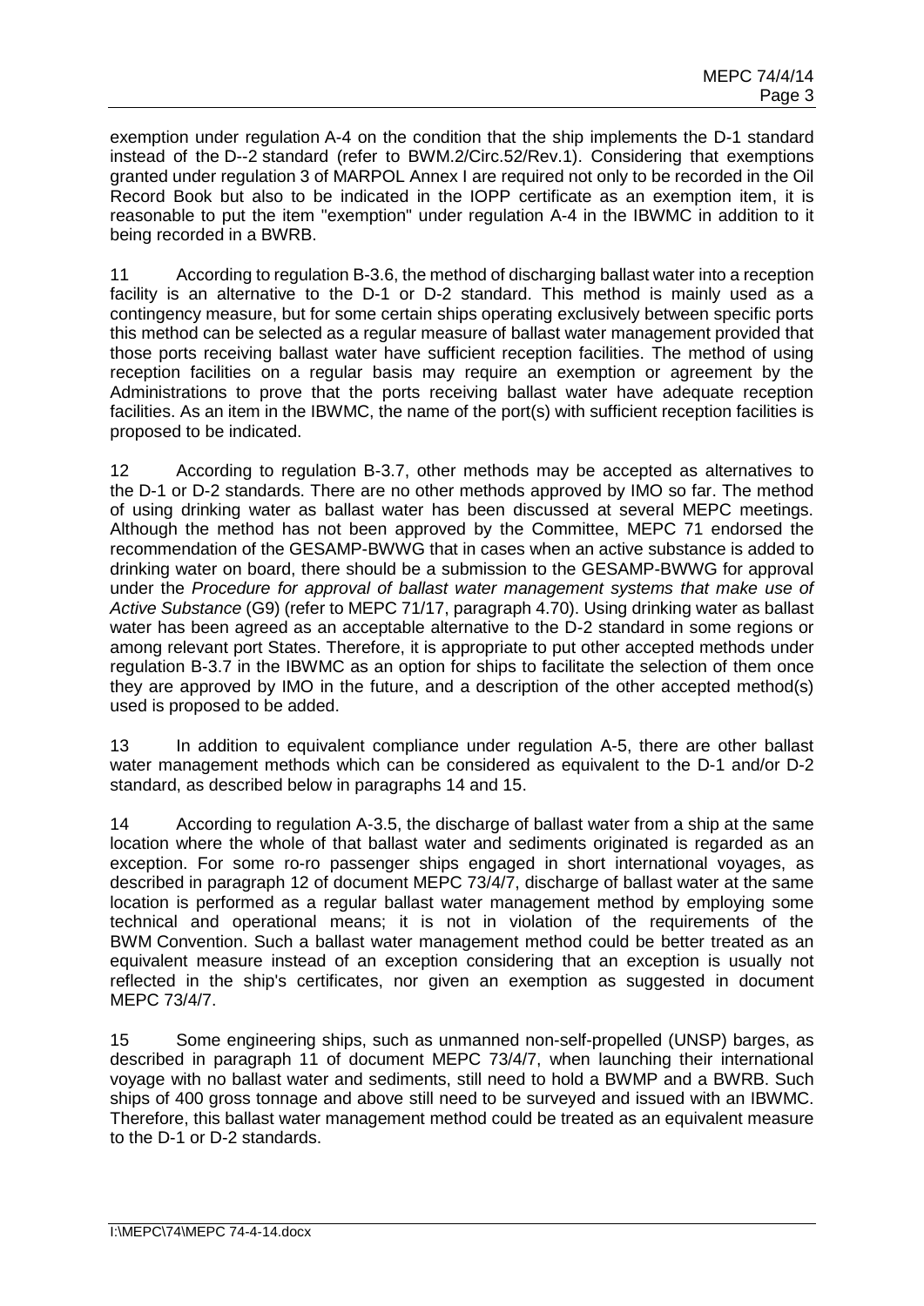exemption under regulation A-4 on the condition that the ship implements the D-1 standard instead of the D--2 standard (refer to BWM.2/Circ.52/Rev.1). Considering that exemptions granted under regulation 3 of MARPOL Annex I are required not only to be recorded in the Oil Record Book but also to be indicated in the IOPP certificate as an exemption item, it is reasonable to put the item "exemption" under regulation A-4 in the IBWMC in addition to it being recorded in a BWRB.

11 According to regulation B-3.6, the method of discharging ballast water into a reception facility is an alternative to the D-1 or D-2 standard. This method is mainly used as a contingency measure, but for some certain ships operating exclusively between specific ports this method can be selected as a regular measure of ballast water management provided that those ports receiving ballast water have sufficient reception facilities. The method of using reception facilities on a regular basis may require an exemption or agreement by the Administrations to prove that the ports receiving ballast water have adequate reception facilities. As an item in the IBWMC, the name of the port(s) with sufficient reception facilities is proposed to be indicated.

12 According to regulation B-3.7, other methods may be accepted as alternatives to the D-1 or D-2 standards. There are no other methods approved by IMO so far. The method of using drinking water as ballast water has been discussed at several MEPC meetings. Although the method has not been approved by the Committee, MEPC 71 endorsed the recommendation of the GESAMP-BWWG that in cases when an active substance is added to drinking water on board, there should be a submission to the GESAMP-BWWG for approval under the *Procedure for approval of ballast water management systems that make use of Active Substance* (G9) (refer to MEPC 71/17, paragraph 4.70). Using drinking water as ballast water has been agreed as an acceptable alternative to the D-2 standard in some regions or among relevant port States. Therefore, it is appropriate to put other accepted methods under regulation B-3.7 in the IBWMC as an option for ships to facilitate the selection of them once they are approved by IMO in the future, and a description of the other accepted method(s) used is proposed to be added.

13 In addition to equivalent compliance under regulation A-5, there are other ballast water management methods which can be considered as equivalent to the D-1 and/or D-2 standard, as described below in paragraphs 14 and 15.

14 According to regulation A-3.5, the discharge of ballast water from a ship at the same location where the whole of that ballast water and sediments originated is regarded as an exception. For some ro-ro passenger ships engaged in short international voyages, as described in paragraph 12 of document MEPC 73/4/7, discharge of ballast water at the same location is performed as a regular ballast water management method by employing some technical and operational means; it is not in violation of the requirements of the BWM Convention. Such a ballast water management method could be better treated as an equivalent measure instead of an exception considering that an exception is usually not reflected in the ship's certificates, nor given an exemption as suggested in document MEPC 73/4/7.

15 Some engineering ships, such as unmanned non-self-propelled (UNSP) barges, as described in paragraph 11 of document MEPC 73/4/7, when launching their international voyage with no ballast water and sediments, still need to hold a BWMP and a BWRB. Such ships of 400 gross tonnage and above still need to be surveyed and issued with an IBWMC. Therefore, this ballast water management method could be treated as an equivalent measure to the D-1 or D-2 standards.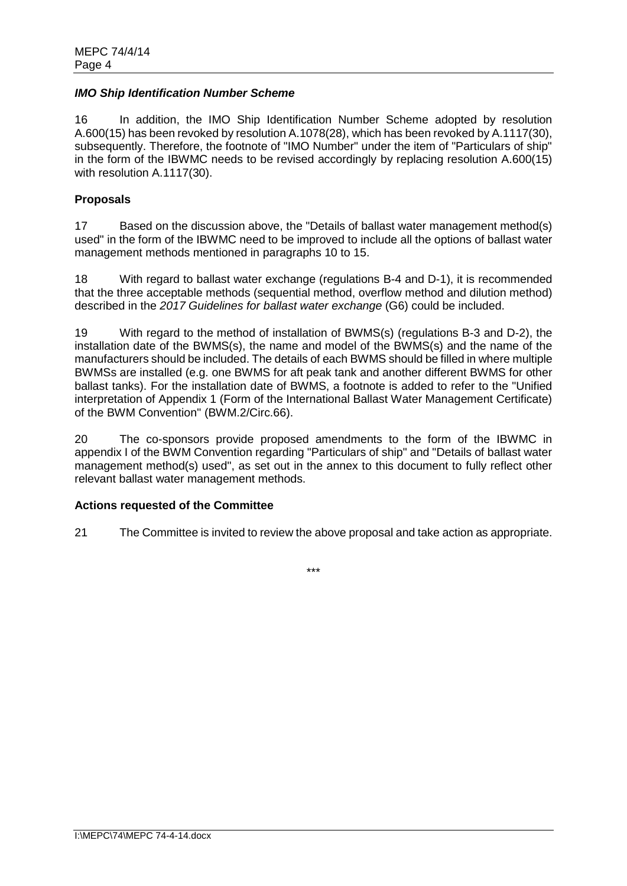### *IMO Ship Identification Number Scheme*

16 In addition, the IMO Ship Identification Number Scheme adopted by resolution A.600(15) has been revoked by resolution A.1078(28), which has been revoked by A.1117(30), subsequently. Therefore, the footnote of "IMO Number" under the item of "Particulars of ship" in the form of the IBWMC needs to be revised accordingly by replacing resolution A.600(15) with resolution A.1117(30).

### **Proposals**

17 Based on the discussion above, the "Details of ballast water management method(s) used" in the form of the IBWMC need to be improved to include all the options of ballast water management methods mentioned in paragraphs 10 to 15.

18 With regard to ballast water exchange (regulations B-4 and D-1), it is recommended that the three acceptable methods (sequential method, overflow method and dilution method) described in the *2017 Guidelines for ballast water exchange* (G6) could be included.

19 With regard to the method of installation of BWMS(s) (regulations B-3 and D-2), the installation date of the BWMS(s), the name and model of the BWMS(s) and the name of the manufacturers should be included. The details of each BWMS should be filled in where multiple BWMSs are installed (e.g. one BWMS for aft peak tank and another different BWMS for other ballast tanks). For the installation date of BWMS, a footnote is added to refer to the "Unified interpretation of Appendix 1 (Form of the International Ballast Water Management Certificate) of the BWM Convention" (BWM.2/Circ.66).

20 The co-sponsors provide proposed amendments to the form of the IBWMC in appendix I of the BWM Convention regarding "Particulars of ship" and "Details of ballast water management method(s) used", as set out in the annex to this document to fully reflect other relevant ballast water management methods.

### **Actions requested of the Committee**

21 The Committee is invited to review the above proposal and take action as appropriate.

\*\*\*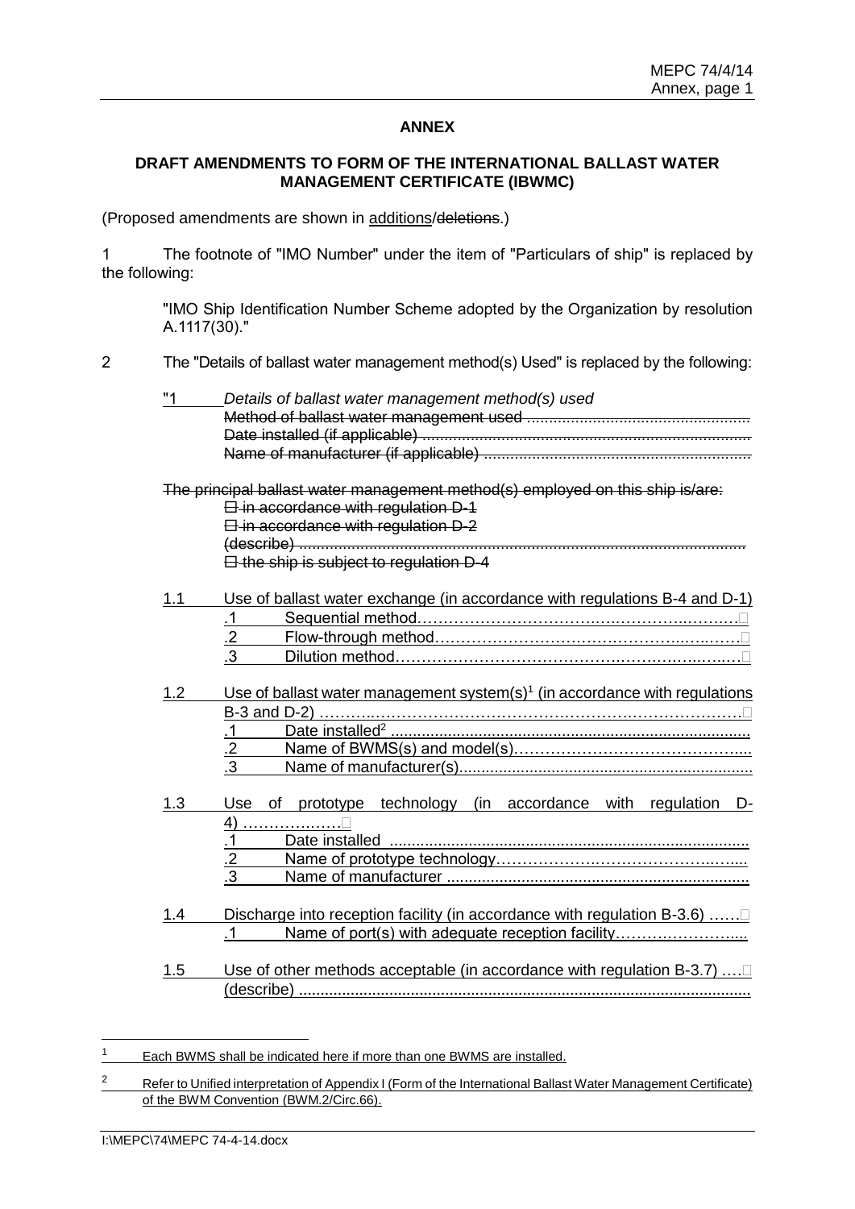# ANNEX

## DRAFT AMENDMENTS TO FORM OF THE INTERNATIONAL BALLAST WATER MANAGEMENT CERTIFICATE (IBWMC)

(Proposed amendments are shown in <u>additions</u>/~~deletions~~.)

1 The footnote of "IMO Number" under the item of "Particulars of ship" is replaced by the following:

> "IMO Ship Identification Number Scheme adopted by the Organization by resolution A.1117(30)."

2 The "Details of ballast water management method(s) Used" is replaced by the following:

> "1 *Details of ballast water management method(s) used*
> ~~Method of ballast water management used ....................................................~~
> ~~Date installed (if applicable) ..........................................................................~~
> ~~Name of manufacturer (if applicable) ............................................................~~
>
> ~~The principal ballast water management method(s) employed on this ship is/are:~~
> ~~☐ in accordance with regulation D-1~~
> ~~☐ in accordance with regulation D-2~~
> ~~(describe) ..............................................................................................~~
> ~~☐ the ship is subject to regulation D-4~~
>
> <u>1.1 Use of ballast water exchange (in accordance with regulations B-4 and D-1)</u>
> <u>.1 Sequential method…………………………………………………………☐</u>
> <u>.2 Flow-through method………………………………………………………☐</u>
> <u>.3 Dilution method……………………………………………………………☐</u>
>
> <u>1.2 Use of ballast water management system(s)[1] (in accordance with regulations B-3 and D-2) ……………………………………………………………………☐</u>
> <u>.1 Date installed[2] .........................................................................................</u>
> <u>.2 Name of BWMS(s) and model(s)…………………………………………....</u>
> <u>.3 Name of manufacturer(s)...........................................................................</u>
>
> <u>1.3 Use of prototype technology (in accordance with regulation D-4) ………………☐</u>
> <u>.1 Date installed ..........................................................................................</u>
> <u>.2 Name of prototype technology…………………………………………….....</u>
> <u>.3 Name of manufacturer .............................................................................</u>
>
> <u>1.4 Discharge into reception facility (in accordance with regulation B-3.6) ……☐</u>
> <u>.1 Name of port(s) with adequate reception facility…………………….....</u>
>
> <u>1.5 Use of other methods acceptable (in accordance with regulation B-3.7) ….☐</u>
> <u>(describe) .......................................................................................................</u>

---

[1] <u>Each BWMS shall be indicated here if more than one BWMS are installed.</u>

[2] <u>Refer to Unified interpretation of Appendix I (Form of the International Ballast Water Management Certificate) of the BWM Convention (BWM.2/Circ.66).</u>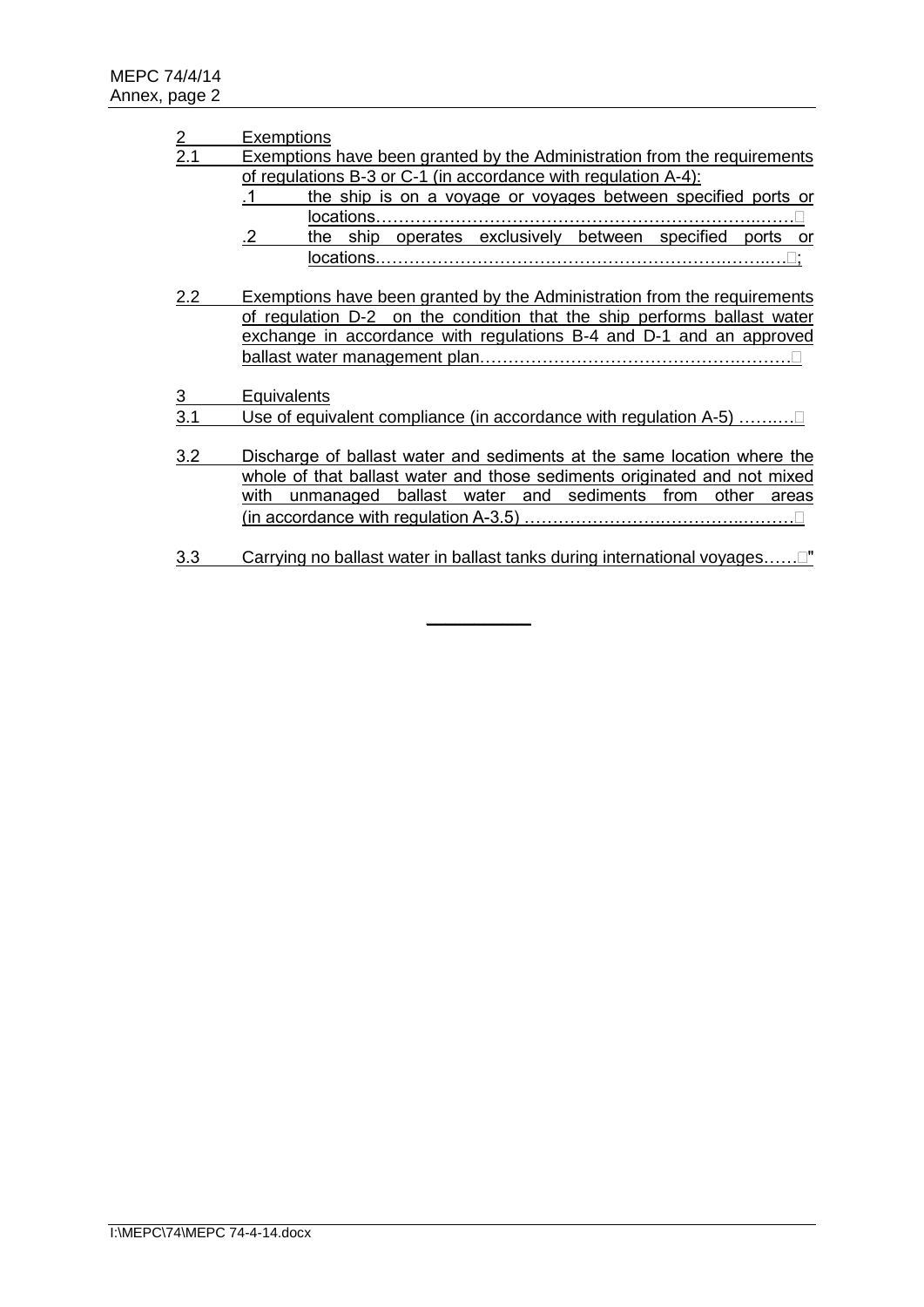2 Exemptions

2.1 Exemptions have been granted by the Administration from the requirements of regulations B-3 or C-1 (in accordance with regulation A-4):

.1 the ship is on a voyage or voyages between specified ports or locations……………………………………………………………………☐

.2 the ship operates exclusively between specified ports or locations…………………………………………………………………☐;

2.2 Exemptions have been granted by the Administration from the requirements of regulation D-2 on the condition that the ship performs ballast water exchange in accordance with regulations B-4 and D-1 and an approved ballast water management plan……………………………………………☐

3 Equivalents

3.1 Use of equivalent compliance (in accordance with regulation A-5) ………☐

3.2 Discharge of ballast water and sediments at the same location where the whole of that ballast water and those sediments originated and not mixed with unmanaged ballast water and sediments from other areas (in accordance with regulation A-3.5) …………………………………………☐

3.3 Carrying no ballast water in ballast tanks during international voyages……☐"